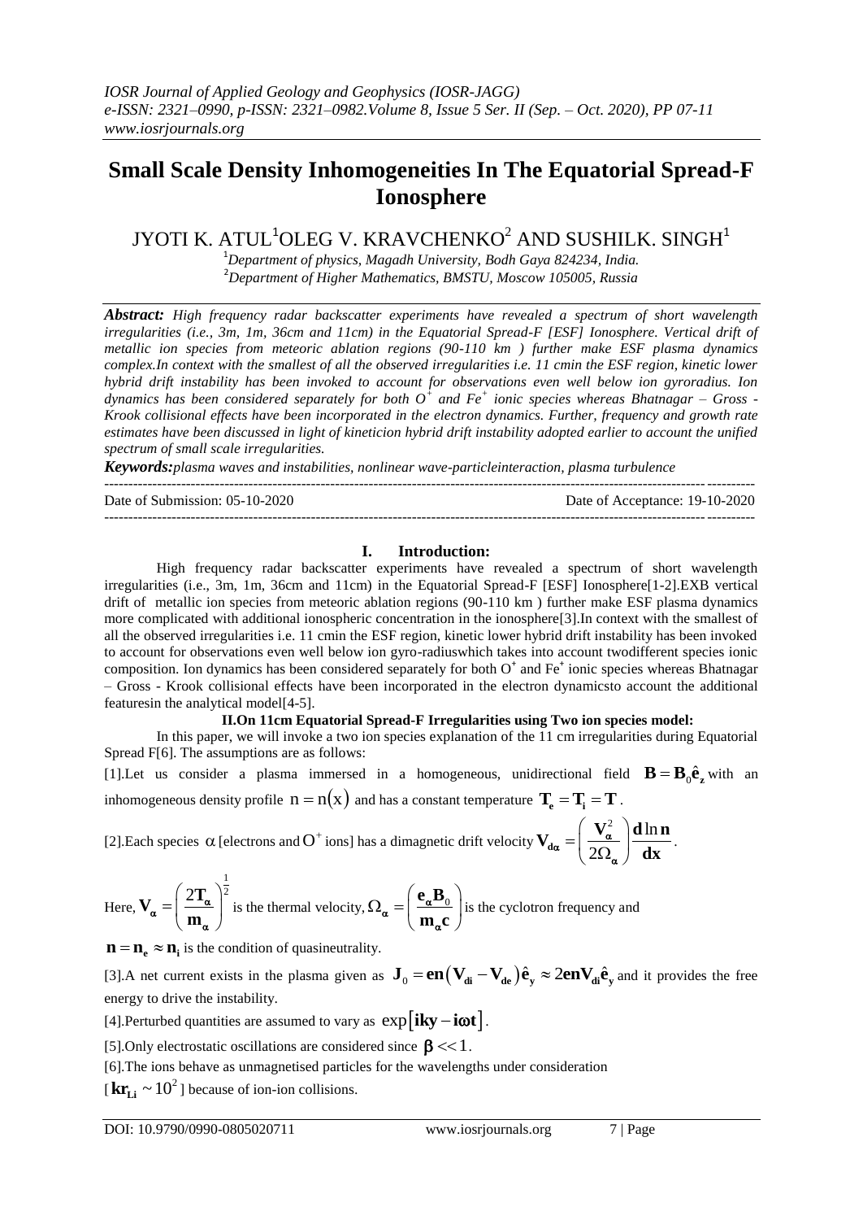# Small Scale Density Inhomogeneities In The Equatorial Spread-F Ionosphere

JYOTI K. ATUL[1] OLEG V. KRAVCHENKO[2] AND SUSHILK. SINGH[1]

[1] *Department of physics, Magadh University, Bodh Gaya 824234, India.*
[2] *Department of Higher Mathematics, BMSTU, Moscow 105005, Russia*

***Abstract:*** *High frequency radar backscatter experiments have revealed a spectrum of short wavelength irregularities (i.e., 3m, 1m, 36cm and 11cm) in the Equatorial Spread-F [ESF] Ionosphere. Vertical drift of metallic ion species from meteoric ablation regions (90-110 km ) further make ESF plasma dynamics complex.In context with the smallest of all the observed irregularities i.e. 11 cmin the ESF region, kinetic lower hybrid drift instability has been invoked to account for observations even well below ion gyroradius. Ion dynamics has been considered separately for both $O^+$ and $Fe^+$ ionic species whereas Bhatnagar – Gross - Krook collisional effects have been incorporated in the electron dynamics. Further, frequency and growth rate estimates have been discussed in light of kineticion hybrid drift instability adopted earlier to account the unified spectrum of small scale irregularities.*

***Keywords:*** *plasma waves and instabilities, nonlinear wave-particleinteraction, plasma turbulence*

---

Date of Submission: 05-10-2020 Date of Acceptance: 19-10-2020

---

## I. Introduction:

High frequency radar backscatter experiments have revealed a spectrum of short wavelength irregularities (i.e., 3m, 1m, 36cm and 11cm) in the Equatorial Spread-F [ESF] Ionosphere[1-2].EXB vertical drift of metallic ion species from meteoric ablation regions (90-110 km ) further make ESF plasma dynamics more complicated with additional ionospheric concentration in the ionosphere[3].In context with the smallest of all the observed irregularities i.e. 11 cmin the ESF region, kinetic lower hybrid drift instability has been invoked to account for observations even well below ion gyro-radiuswhich takes into account twodifferent species ionic composition. Ion dynamics has been considered separately for both $O^+$ and $Fe^+$ ionic species whereas Bhatnagar – Gross - Krook collisional effects have been incorporated in the electron dynamicsto account the additional featuresin the analytical model[4-5].

### II.On 11cm Equatorial Spread-F Irregularities using Two ion species model:

In this paper, we will invoke a two ion species explanation of the 11 cm irregularities during Equatorial Spread F[6]. The assumptions are as follows:

[1].Let us consider a plasma immersed in a homogeneous, unidirectional field $\mathbf{B} = \mathbf{B}_0\hat{\mathbf{e}}_z$ with an inhomogeneous density profile $n = n(x)$ and has a constant temperature $\mathbf{T_e} = \mathbf{T_i} = \mathbf{T}$.

[2].Each species $\alpha$ [electrons and $O^+$ ions] has a dimagnetic drift velocity $\mathbf{V_{d\alpha}} = \left(\dfrac{\mathbf{V}_\alpha^2}{2\Omega_\alpha}\right)\dfrac{\mathbf{d}\ln\mathbf{n}}{\mathbf{dx}}$.

Here, $\mathbf{V}_\alpha = \left(\dfrac{2\mathbf{T}_\alpha}{\mathbf{m}_\alpha}\right)^{\frac{1}{2}}$ is the thermal velocity, $\Omega_\alpha = \left(\dfrac{\mathbf{e}_\alpha \mathbf{B}_0}{\mathbf{m}_\alpha \mathbf{c}}\right)$ is the cyclotron frequency and

$\mathbf{n} = \mathbf{n_e} \approx \mathbf{n_i}$ is the condition of quasineutrality.

[3].A net current exists in the plasma given as $\mathbf{J}_0 = \mathbf{en}\left(\mathbf{V_{di}} - \mathbf{V_{de}}\right)\hat{\mathbf{e}}_y \approx 2\mathbf{enV_{di}}\hat{\mathbf{e}}_y$ and it provides the free energy to drive the instability.

[4].Perturbed quantities are assumed to vary as $\exp\left[\mathbf{iky} - \mathbf{i\omega t}\right]$.

[5].Only electrostatic oscillations are considered since $\beta << 1$.

[6].The ions behave as unmagnetised particles for the wavelengths under consideration

[$\mathbf{kr_{Li}} \sim 10^2$] because of ion-ion collisions.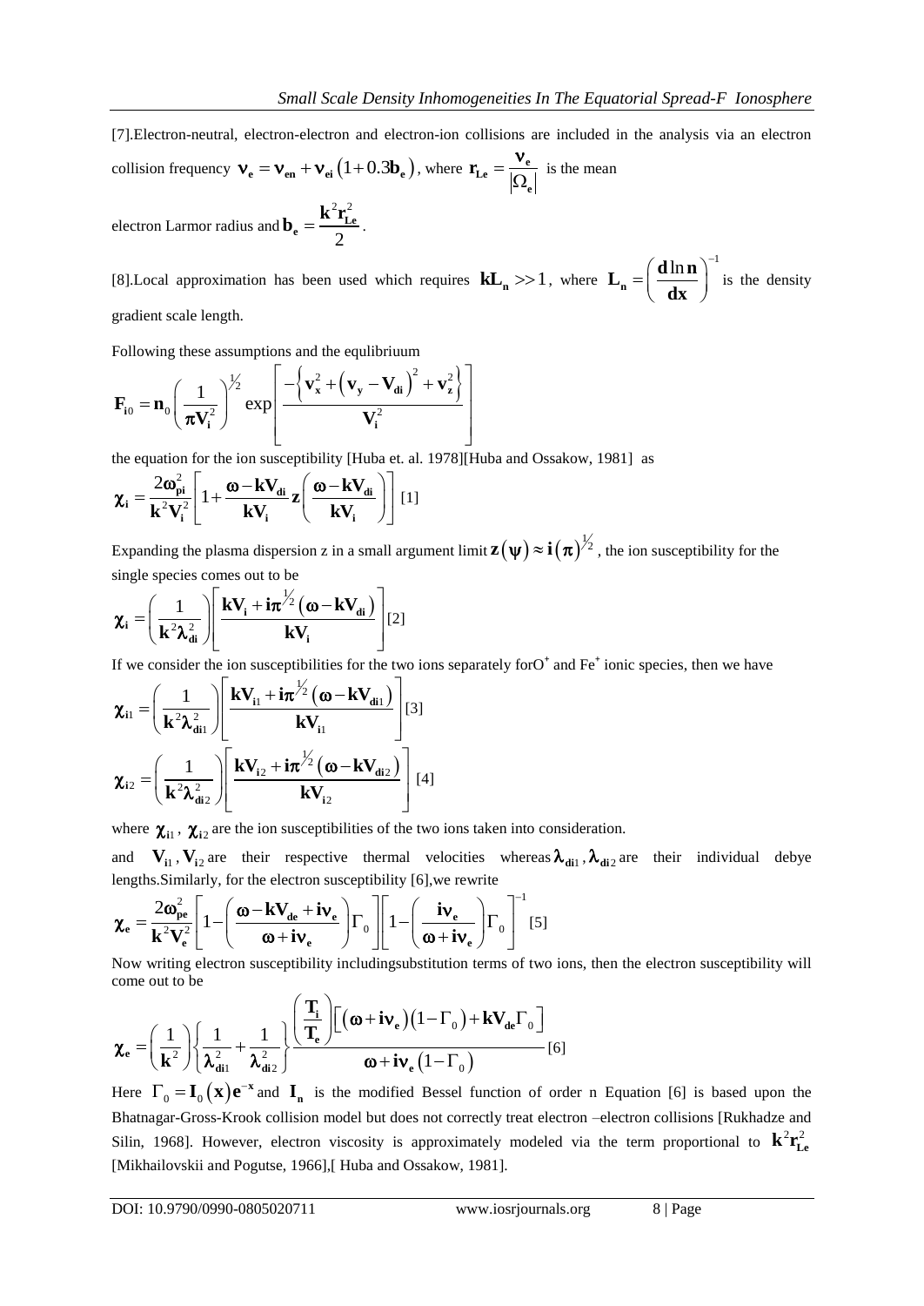[7].Electron-neutral, electron-electron and electron-ion collisions are included in the analysis via an electron collision frequency $\nu_e = \nu_{en} + \nu_{ei}\left(1+0.3b_e\right)$, where $r_{Le} = \frac{\nu_e}{|\Omega_e|}$ is the mean electron Larmor radius and $b_e = \frac{k^2 r_{Le}^2}{2}$.

[8].Local approximation has been used which requires $kL_n >> 1$, where $L_n = \left(\frac{d\ln n}{dx}\right)^{-1}$ is the density gradient scale length.

Following these assumptions and the equlibriuum

$$F_{i0} = n_0\left(\frac{1}{\pi V_i^2}\right)^{1/2} \exp\left[\frac{-\left\{v_x^2 + \left(v_y - V_{di}\right)^2 + v_z^2\right\}}{V_i^2}\right]$$

the equation for the ion susceptibility [Huba et. al. 1978][Huba and Ossakow, 1981] as

$$\chi_i = \frac{2\omega_{pi}^2}{k^2 V_i^2}\left[1 + \frac{\omega - kV_{di}}{kV_i} z\left(\frac{\omega - kV_{di}}{kV_i}\right)\right] \quad [1]$$

Expanding the plasma dispersion z in a small argument limit $z(\psi) \approx i(\pi)^{1/2}$, the ion susceptibility for the single species comes out to be

$$\chi_i = \left(\frac{1}{k^2 \lambda_{di}^2}\right)\left[\frac{kV_i + i\pi^{1/2}\left(\omega - kV_{di}\right)}{kV_i}\right] \quad [2]$$

If we consider the ion susceptibilities for the two ions separately for$O^+$ and $Fe^+$ ionic species, then we have

$$\chi_{i1} = \left(\frac{1}{k^2 \lambda_{di1}^2}\right)\left[\frac{kV_{i1} + i\pi^{1/2}\left(\omega - kV_{di1}\right)}{kV_{i1}}\right] \quad [3]$$

$$\chi_{i2} = \left(\frac{1}{k^2 \lambda_{di2}^2}\right)\left[\frac{kV_{i2} + i\pi^{1/2}\left(\omega - kV_{di2}\right)}{kV_{i2}}\right] \quad [4]$$

where $\chi_{i1}$, $\chi_{i2}$ are the ion susceptibilities of the two ions taken into consideration.

and $V_{i1}, V_{i2}$ are their respective thermal velocities whereas $\lambda_{di1}, \lambda_{di2}$ are their individual debye lengths.Similarly, for the electron susceptibility [6],we rewrite

$$\chi_e = \frac{2\omega_{pe}^2}{k^2 V_e^2}\left[1 - \left(\frac{\omega - kV_{de} + i\nu_e}{\omega + i\nu_e}\right)\Gamma_0\right]\left[1 - \left(\frac{i\nu_e}{\omega + i\nu_e}\right)\Gamma_0\right]^{-1} \quad [5]$$

Now writing electron susceptibility includingsubstitution terms of two ions, then the electron susceptibility will come out to be

$$\chi_e = \left(\frac{1}{k^2}\right)\left\{\frac{1}{\lambda_{di1}^2} + \frac{1}{\lambda_{di2}^2}\right\}\frac{\left(\frac{T_i}{T_e}\right)\left[\left(\omega + i\nu_e\right)\left(1 - \Gamma_0\right) + kV_{de}\Gamma_0\right]}{\omega + i\nu_e\left(1 - \Gamma_0\right)} \quad [6]$$

Here $\Gamma_0 = I_0(x)e^{-x}$ and $I_n$ is the modified Bessel function of order n Equation [6] is based upon the Bhatnagar-Gross-Krook collision model but does not correctly treat electron –electron collisions [Rukhadze and Silin, 1968]. However, electron viscosity is approximately modeled via the term proportional to $k^2 r_{Le}^2$ [Mikhailovskii and Pogutse, 1966],[ Huba and Ossakow, 1981].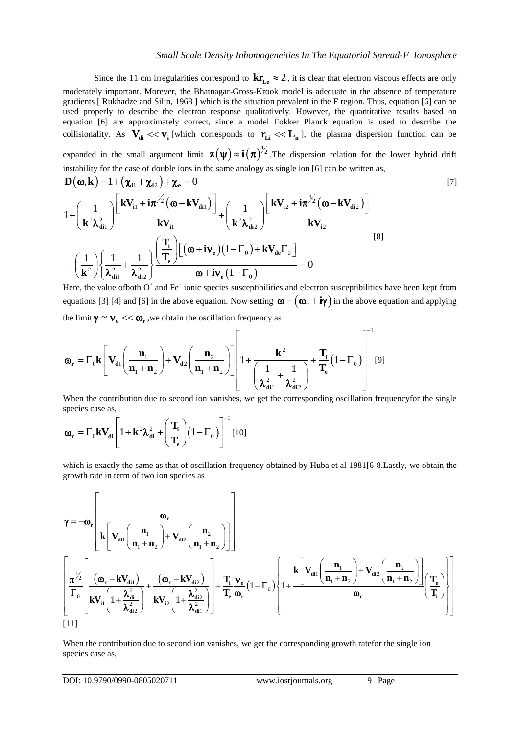Since the 11 cm irregularities correspond to $kr_{Le} \approx 2$, it is clear that electron viscous effects are only moderately important. Morever, the Bhatnagar-Gross-Krook model is adequate in the absence of temperature gradients [ Rukhadze and Silin, 1968 ] which is the situation prevalent in the F region. Thus, equation [6] can be used properly to describe the electron response qualitatively. However, the quantitative results based on equation [6] are approximately correct, since a model Fokker Planck equation is used to describe the collisionality. As $V_{di} << v_i$ [which corresponds to $r_{Li} << L_n$ ], the plasma dispersion function can be expanded in the small argument limit $z(\psi) \approx i(\pi)^{1/2}$.The dispersion relation for the lower hybrid drift instability for the case of double ions in the same analogy as single ion [6] can be written as,

$$D(\omega, k) = 1 + (\chi_{i1} + \chi_{i2}) + \chi_e = 0 \quad [7]$$

$$1 + \left(\frac{1}{k^2\lambda_{di1}^2}\right)\frac{\left[kV_{i1} + i\pi^{1/2}\left(\omega - kV_{di1}\right)\right]}{kV_{i1}} + \left(\frac{1}{k^2\lambda_{di2}^2}\right)\frac{\left[kV_{i2} + i\pi^{1/2}\left(\omega - kV_{di2}\right)\right]}{kV_{i2}}$$
$$+\left(\frac{1}{k^2}\right)\left\{\frac{1}{\lambda_{di1}^2} + \frac{1}{\lambda_{di2}^2}\right\}\frac{\left(\frac{T_i}{T_e}\right)\left[\left(\omega + i\nu_e\right)\left(1 - \Gamma_0\right) + kV_{de}\Gamma_0\right]}{\omega + i\nu_e\left(1 - \Gamma_0\right)} = 0 \quad [8]$$

Here, the value ofboth $O^+$ and $Fe^+$ ionic species susceptibilities and electron susceptibilities have been kept from equations [3] [4] and [6] in the above equation. Now setting $\omega = (\omega_r + i\gamma)$ in the above equation and applying the limit $\gamma \sim \nu_e << \omega_r$ ,we obtain the oscillation frequency as

$$\omega_r = \Gamma_0 k\left[V_{d1}\left(\frac{n_1}{n_1 + n_2}\right) + V_{d2}\left(\frac{n_2}{n_1 + n_2}\right)\right]\left[1 + \frac{k^2}{\left(\frac{1}{\lambda_{di1}^2} + \frac{1}{\lambda_{di2}^2}\right)} + \frac{T_i}{T_e}\left(1 - \Gamma_0\right)\right]^{-1} \quad [9]$$

When the contribution due to second ion vanishes, we get the corresponding oscillation frequencyfor the single species case as,

$$\omega_r = \Gamma_0 kV_{di}\left[1 + k^2\lambda_{di}^2 + \left(\frac{T_i}{T_e}\right)\left(1 - \Gamma_0\right)\right]^{-1} \quad [10]$$

which is exactly the same as that of oscillation frequency obtained by Huba et al 1981[6-8.Lastly, we obtain the growth rate in term of two ion species as

$$\gamma = -\omega_r\left[\frac{\omega_r}{k\left[V_{di1}\left(\frac{n_1}{n_1 + n_2}\right) + V_{di2}\left(\frac{n_2}{n_1 + n_2}\right)\right]}\right]$$
$$\left[\frac{\pi^{1/2}}{\Gamma_0}\left[\frac{\left(\omega_r - kV_{di1}\right)}{kV_{i1}\left(1 + \frac{\lambda_{di1}^2}{\lambda_{di2}^2}\right)} + \frac{\left(\omega_r - kV_{di2}\right)}{kV_{i2}\left(1 + \frac{\lambda_{di2}^2}{\lambda_{di1}^2}\right)}\right] + \frac{T_i}{T_e}\frac{\nu_e}{\omega_r}\left(1 - \Gamma_0\right)\left\{1 + \frac{k\left[V_{di1}\left(\frac{n_1}{n_1 + n_2}\right) + V_{di2}\left(\frac{n_2}{n_1 + n_2}\right)\right]}{\omega_r}\left(\frac{T_e}{T_i}\right)\right\}\right]$$

[11]

When the contribution due to second ion vanishes, we get the corresponding growth ratefor the single ion species case as,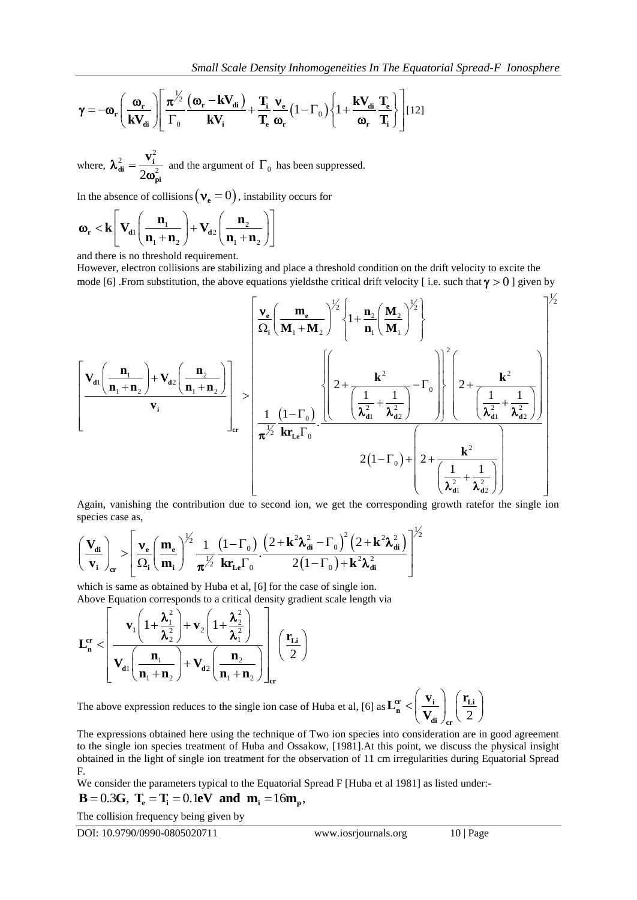$$\gamma = -\omega_r\left(\frac{\omega_r}{kV_{di}}\right)\left[\frac{\pi^{1/2}}{\Gamma_0}\frac{\left(\omega_r - kV_{di}\right)}{kV_i} + \frac{T_i}{T_e}\frac{\nu_e}{\omega_r}\left(1-\Gamma_0\right)\left\{1+\frac{kV_{di}}{\omega_r}\frac{T_e}{T_i}\right\}\right] [12]$$

where, $\lambda_{di}^2 = \dfrac{v_i^2}{2\omega_{pi}^2}$ and the argument of $\Gamma_0$ has been suppressed.

In the absence of collisions $(\nu_e = 0)$, instability occurs for

$$\omega_r < k\left[V_{d1}\left(\frac{n_1}{n_1+n_2}\right) + V_{d2}\left(\frac{n_2}{n_1+n_2}\right)\right]$$

and there is no threshold requirement.

However, electron collisions are stabilizing and place a threshold condition on the drift velocity to excite the mode [6] .From substitution, the above equations yieldsthe critical drift velocity [ i.e. such that $\gamma > 0$ ] given by

$$\left[\frac{V_{d1}\left(\dfrac{n_1}{n_1+n_2}\right)+V_{d2}\left(\dfrac{n_2}{n_1+n_2}\right)}{v_i}\right]_{cr} > \left[\frac{\nu_e}{\Omega_i}\left(\frac{m_e}{M_1+M_2}\right)^{1/2}\left\{1+\frac{n_2}{n_1}\left(\frac{M_2}{M_1}\right)^{1/2}\right\} \frac{1}{\pi^{1/2}}\frac{\left(1-\Gamma_0\right)}{kr_{Le}\Gamma_0}\cdot\frac{\left\{\left(2+\dfrac{k^2}{\left(\dfrac{1}{\lambda_{d1}^2}+\dfrac{1}{\lambda_{d2}^2}\right)}-\Gamma_0\right)\right\}^2\left(2+\dfrac{k^2}{\left(\dfrac{1}{\lambda_{d1}^2}+\dfrac{1}{\lambda_{d2}^2}\right)}\right)}{2\left(1-\Gamma_0\right)+\left(2+\dfrac{k^2}{\left(\dfrac{1}{\lambda_{d1}^2}+\dfrac{1}{\lambda_{d2}^2}\right)}\right)}\right]^{1/2}$$

Again, vanishing the contribution due to second ion, we get the corresponding growth ratefor the single ion species case as,

$$\left(\frac{V_{di}}{v_i}\right)_{cr} > \left[\frac{\nu_e}{\Omega_i}\left(\frac{m_e}{m_i}\right)^{1/2}\frac{1}{\pi^{1/2}}\frac{\left(1-\Gamma_0\right)}{kr_{Le}\Gamma_0}\cdot\frac{\left(2+k^2\lambda_{di}^2-\Gamma_0\right)^2\left(2+k^2\lambda_{di}^2\right)}{2\left(1-\Gamma_0\right)+k^2\lambda_{di}^2}\right]^{1/2}$$

which is same as obtained by Huba et al, [6] for the case of single ion.

Above Equation corresponds to a critical density gradient scale length via

$$L_n^{cr} < \left[\frac{v_1\left(1+\dfrac{\lambda_1^2}{\lambda_2^2}\right)+v_2\left(1+\dfrac{\lambda_2^2}{\lambda_1^2}\right)}{V_{d1}\left(\dfrac{n_1}{n_1+n_2}\right)+V_{d2}\left(\dfrac{n_2}{n_1+n_2}\right)}\right]_{cr}\left(\frac{r_{Li}}{2}\right)$$

The above expression reduces to the single ion case of Huba et al, [6] as $L_n^{cr} < \left(\dfrac{v_i}{V_{di}}\right)_{cr}\left(\dfrac{r_{Li}}{2}\right)$

The expressions obtained here using the technique of Two ion species into consideration are in good agreement to the single ion species treatment of Huba and Ossakow, [1981].At this point, we discuss the physical insight obtained in the light of single ion treatment for the observation of 11 cm irregularities during Equatorial Spread F.

We consider the parameters typical to the Equatorial Spread F [Huba et al 1981] as listed under:-

$$B = 0.3G,\ T_e = T_i = 0.1eV \ \text{ and } \ m_i = 16m_p,$$

The collision frequency being given by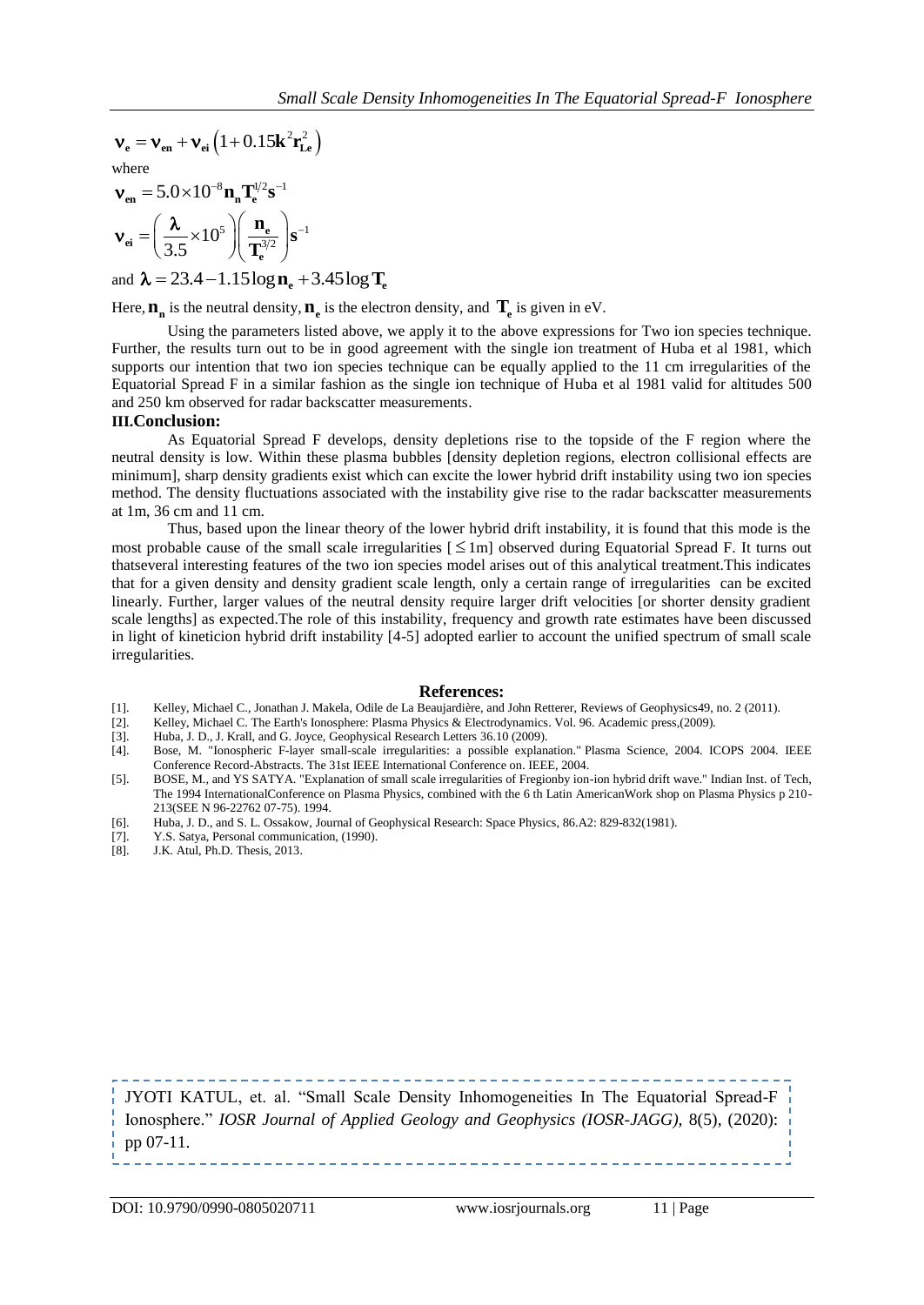$$\mathbf{\nu_e} = \mathbf{\nu_{en}} + \mathbf{\nu_{ei}}\left(1 + 0.15\mathbf{k}^2\mathbf{r}_{Le}^2\right)$$

where

$$\mathbf{\nu_{en}} = 5.0\times10^{-8}\mathbf{n_n}\mathbf{T_e}^{1/2}\mathbf{s}^{-1}$$

$$\mathbf{\nu_{ei}} = \left(\frac{\boldsymbol{\lambda}}{3.5}\times10^{5}\right)\left(\frac{\mathbf{n_e}}{\mathbf{T_e}^{3/2}}\right)\mathbf{s}^{-1}$$

and $\boldsymbol{\lambda} = 23.4 - 1.15\log\mathbf{n_e} + 3.45\log\mathbf{T_e}$

Here, $\mathbf{n_n}$ is the neutral density, $\mathbf{n_e}$ is the electron density, and $\mathbf{T_e}$ is given in eV.

Using the parameters listed above, we apply it to the above expressions for Two ion species technique. Further, the results turn out to be in good agreement with the single ion treatment of Huba et al 1981, which supports our intention that two ion species technique can be equally applied to the 11 cm irregularities of the Equatorial Spread F in a similar fashion as the single ion technique of Huba et al 1981 valid for altitudes 500 and 250 km observed for radar backscatter measurements.

## III.Conclusion:

As Equatorial Spread F develops, density depletions rise to the topside of the F region where the neutral density is low. Within these plasma bubbles [density depletion regions, electron collisional effects are minimum], sharp density gradients exist which can excite the lower hybrid drift instability using two ion species method. The density fluctuations associated with the instability give rise to the radar backscatter measurements at 1m, 36 cm and 11 cm.

Thus, based upon the linear theory of the lower hybrid drift instability, it is found that this mode is the most probable cause of the small scale irregularities [$\leq$ 1m] observed during Equatorial Spread F. It turns out thatseveral interesting features of the two ion species model arises out of this analytical treatment.This indicates that for a given density and density gradient scale length, only a certain range of irregularities can be excited linearly. Further, larger values of the neutral density require larger drift velocities [or shorter density gradient scale lengths] as expected.The role of this instability, frequency and growth rate estimates have been discussed in light of kineticion hybrid drift instability [4-5] adopted earlier to account the unified spectrum of small scale irregularities.

## References:

[1]. Kelley, Michael C., Jonathan J. Makela, Odile de La Beaujardière, and John Retterer, Reviews of Geophysics49, no. 2 (2011).

[2]. Kelley, Michael C. The Earth's Ionosphere: Plasma Physics & Electrodynamics. Vol. 96. Academic press,(2009).

[3]. Huba, J. D., J. Krall, and G. Joyce, Geophysical Research Letters 36.10 (2009).

[4]. Bose, M. "Ionospheric F-layer small-scale irregularities: a possible explanation." Plasma Science, 2004. ICOPS 2004. IEEE Conference Record-Abstracts. The 31st IEEE International Conference on. IEEE, 2004.

[5]. BOSE, M., and YS SATYA. "Explanation of small scale irregularities of Fregionby ion-ion hybrid drift wave." Indian Inst. of Tech, The 1994 InternationalConference on Plasma Physics, combined with the 6 th Latin AmericanWork shop on Plasma Physics p 210-213(SEE N 96-22762 07-75). 1994.

[6]. Huba, J. D., and S. L. Ossakow, Journal of Geophysical Research: Space Physics, 86.A2: 829-832(1981).

[7]. Y.S. Satya, Personal communication, (1990).

[8]. J.K. Atul, Ph.D. Thesis, 2013.

JYOTI KATUL, et. al. "Small Scale Density Inhomogeneities In The Equatorial Spread-F Ionosphere." *IOSR Journal of Applied Geology and Geophysics (IOSR-JAGG),* 8(5), (2020): pp 07-11.